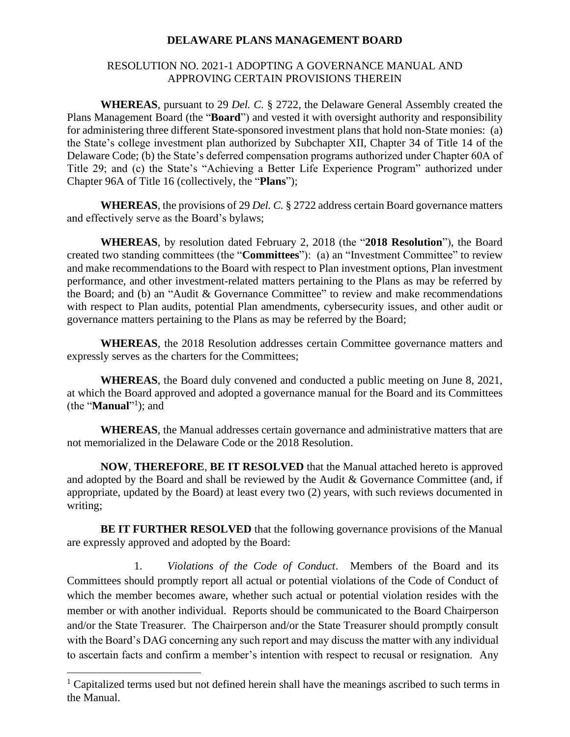# DELAWARE PLANS MANAGEMENT BOARD

## RESOLUTION NO. 2021-1 ADOPTING A GOVERNANCE MANUAL AND APPROVING CERTAIN PROVISIONS THEREIN

**WHEREAS**, pursuant to 29 *Del. C.* § 2722, the Delaware General Assembly created the Plans Management Board (the "**Board**") and vested it with oversight authority and responsibility for administering three different State-sponsored investment plans that hold non-State monies: (a) the State's college investment plan authorized by Subchapter XII, Chapter 34 of Title 14 of the Delaware Code; (b) the State's deferred compensation programs authorized under Chapter 60A of Title 29; and (c) the State's "Achieving a Better Life Experience Program" authorized under Chapter 96A of Title 16 (collectively, the "**Plans**");

**WHEREAS**, the provisions of 29 *Del. C.* § 2722 address certain Board governance matters and effectively serve as the Board's bylaws;

**WHEREAS**, by resolution dated February 2, 2018 (the "**2018 Resolution**"), the Board created two standing committees (the "**Committees**"): (a) an "Investment Committee" to review and make recommendations to the Board with respect to Plan investment options, Plan investment performance, and other investment-related matters pertaining to the Plans as may be referred by the Board; and (b) an "Audit & Governance Committee" to review and make recommendations with respect to Plan audits, potential Plan amendments, cybersecurity issues, and other audit or governance matters pertaining to the Plans as may be referred by the Board;

**WHEREAS**, the 2018 Resolution addresses certain Committee governance matters and expressly serves as the charters for the Committees;

**WHEREAS**, the Board duly convened and conducted a public meeting on June 8, 2021, at which the Board approved and adopted a governance manual for the Board and its Committees (the "**Manual**"[1]); and

**WHEREAS**, the Manual addresses certain governance and administrative matters that are not memorialized in the Delaware Code or the 2018 Resolution.

**NOW**, **THEREFORE**, **BE IT RESOLVED** that the Manual attached hereto is approved and adopted by the Board and shall be reviewed by the Audit & Governance Committee (and, if appropriate, updated by the Board) at least every two (2) years, with such reviews documented in writing;

**BE IT FURTHER RESOLVED** that the following governance provisions of the Manual are expressly approved and adopted by the Board:

1. *Violations of the Code of Conduct*. Members of the Board and its Committees should promptly report all actual or potential violations of the Code of Conduct of which the member becomes aware, whether such actual or potential violation resides with the member or with another individual. Reports should be communicated to the Board Chairperson and/or the State Treasurer. The Chairperson and/or the State Treasurer should promptly consult with the Board's DAG concerning any such report and may discuss the matter with any individual to ascertain facts and confirm a member's intention with respect to recusal or resignation. Any

[1] Capitalized terms used but not defined herein shall have the meanings ascribed to such terms in the Manual.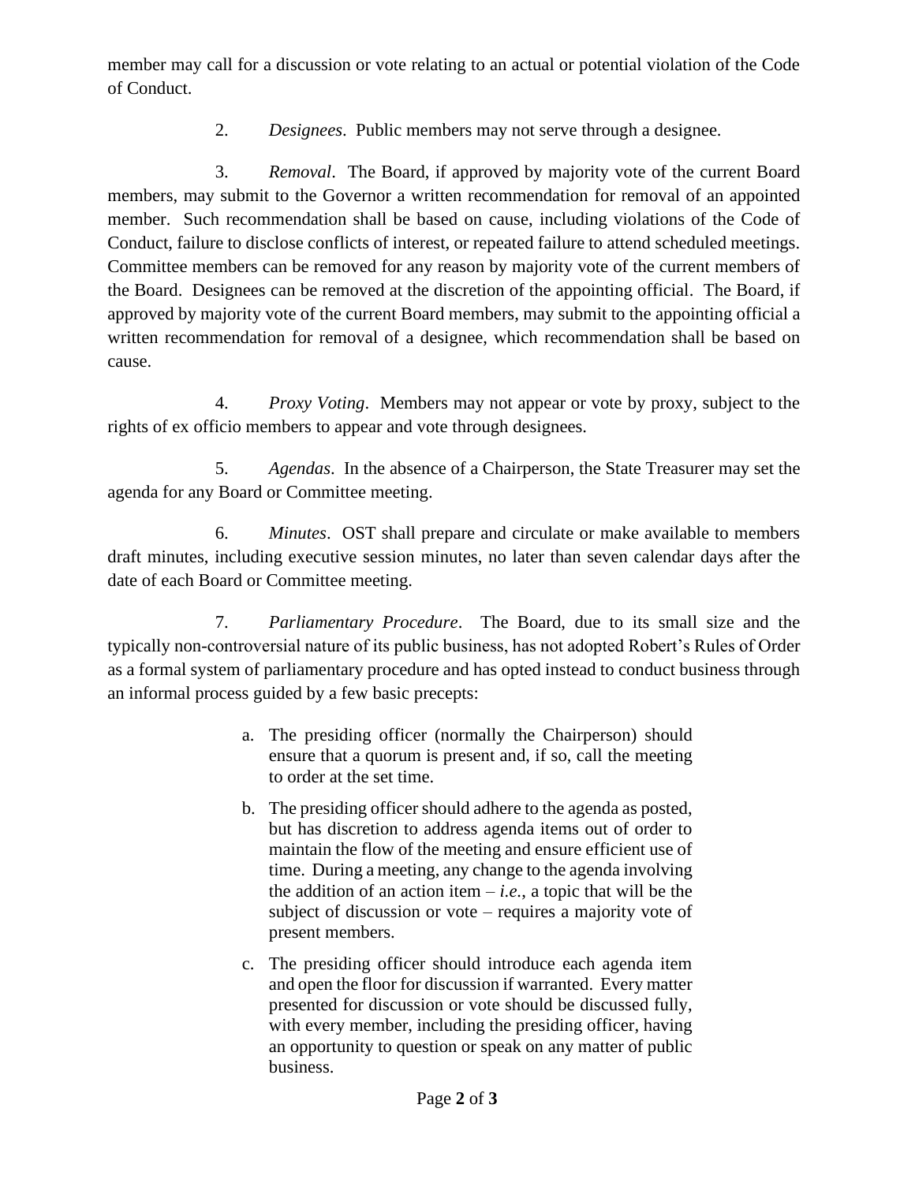member may call for a discussion or vote relating to an actual or potential violation of the Code of Conduct.

2. *Designees*. Public members may not serve through a designee.

3. *Removal*. The Board, if approved by majority vote of the current Board members, may submit to the Governor a written recommendation for removal of an appointed member. Such recommendation shall be based on cause, including violations of the Code of Conduct, failure to disclose conflicts of interest, or repeated failure to attend scheduled meetings. Committee members can be removed for any reason by majority vote of the current members of the Board. Designees can be removed at the discretion of the appointing official. The Board, if approved by majority vote of the current Board members, may submit to the appointing official a written recommendation for removal of a designee, which recommendation shall be based on cause.

4. *Proxy Voting*. Members may not appear or vote by proxy, subject to the rights of ex officio members to appear and vote through designees.

5. *Agendas*. In the absence of a Chairperson, the State Treasurer may set the agenda for any Board or Committee meeting.

6. *Minutes*. OST shall prepare and circulate or make available to members draft minutes, including executive session minutes, no later than seven calendar days after the date of each Board or Committee meeting.

7. *Parliamentary Procedure*. The Board, due to its small size and the typically non-controversial nature of its public business, has not adopted Robert's Rules of Order as a formal system of parliamentary procedure and has opted instead to conduct business through an informal process guided by a few basic precepts:

   a. The presiding officer (normally the Chairperson) should ensure that a quorum is present and, if so, call the meeting to order at the set time.

   b. The presiding officer should adhere to the agenda as posted, but has discretion to address agenda items out of order to maintain the flow of the meeting and ensure efficient use of time. During a meeting, any change to the agenda involving the addition of an action item – *i.e.*, a topic that will be the subject of discussion or vote – requires a majority vote of present members.

   c. The presiding officer should introduce each agenda item and open the floor for discussion if warranted. Every matter presented for discussion or vote should be discussed fully, with every member, including the presiding officer, having an opportunity to question or speak on any matter of public business.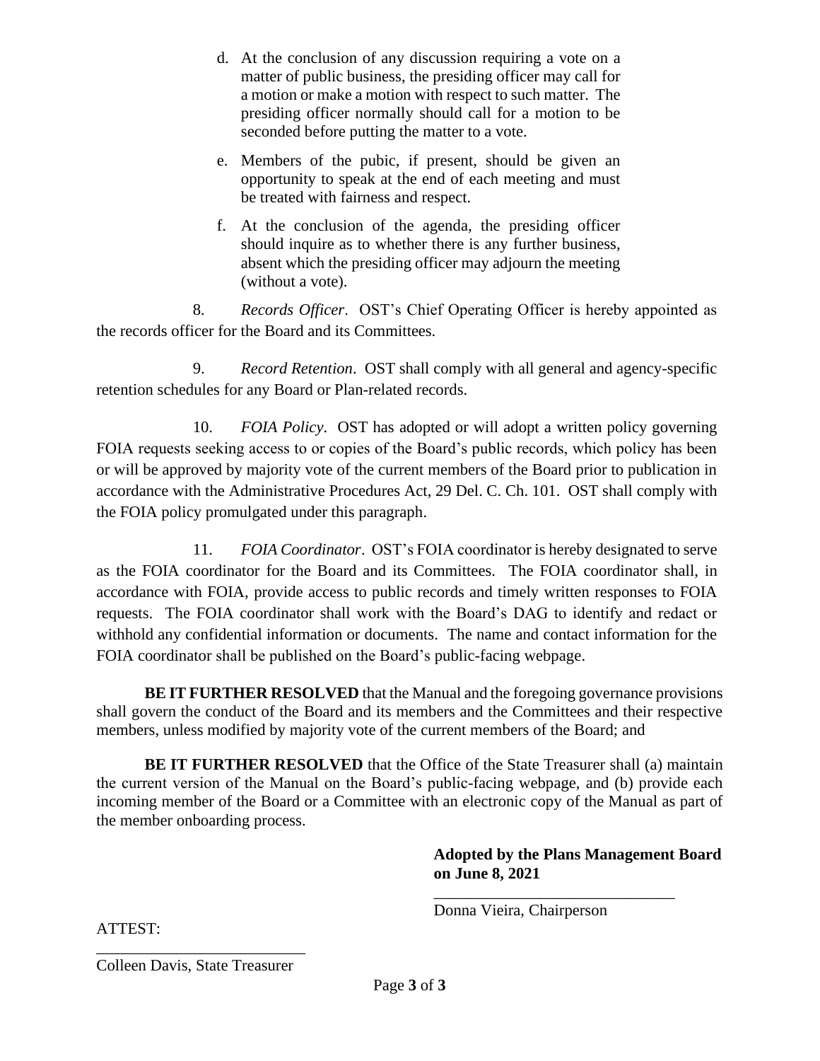d. At the conclusion of any discussion requiring a vote on a matter of public business, the presiding officer may call for a motion or make a motion with respect to such matter. The presiding officer normally should call for a motion to be seconded before putting the matter to a vote.

e. Members of the pubic, if present, should be given an opportunity to speak at the end of each meeting and must be treated with fairness and respect.

f. At the conclusion of the agenda, the presiding officer should inquire as to whether there is any further business, absent which the presiding officer may adjourn the meeting (without a vote).

8. *Records Officer*. OST's Chief Operating Officer is hereby appointed as the records officer for the Board and its Committees.

9. *Record Retention*. OST shall comply with all general and agency-specific retention schedules for any Board or Plan-related records.

10. *FOIA Policy*. OST has adopted or will adopt a written policy governing FOIA requests seeking access to or copies of the Board's public records, which policy has been or will be approved by majority vote of the current members of the Board prior to publication in accordance with the Administrative Procedures Act, 29 Del. C. Ch. 101. OST shall comply with the FOIA policy promulgated under this paragraph.

11. *FOIA Coordinator*. OST's FOIA coordinator is hereby designated to serve as the FOIA coordinator for the Board and its Committees. The FOIA coordinator shall, in accordance with FOIA, provide access to public records and timely written responses to FOIA requests. The FOIA coordinator shall work with the Board's DAG to identify and redact or withhold any confidential information or documents. The name and contact information for the FOIA coordinator shall be published on the Board's public-facing webpage.

**BE IT FURTHER RESOLVED** that the Manual and the foregoing governance provisions shall govern the conduct of the Board and its members and the Committees and their respective members, unless modified by majority vote of the current members of the Board; and

**BE IT FURTHER RESOLVED** that the Office of the State Treasurer shall (a) maintain the current version of the Manual on the Board's public-facing webpage, and (b) provide each incoming member of the Board or a Committee with an electronic copy of the Manual as part of the member onboarding process.

**Adopted by the Plans Management Board on June 8, 2021**

\_\_\_\_\_\_\_\_\_\_\_\_\_\_\_\_\_\_\_\_\_\_\_\_\_\_\_\_\_\_
Donna Vieira, Chairperson

ATTEST:

\_\_\_\_\_\_\_\_\_\_\_\_\_\_\_\_\_\_\_\_\_\_\_\_\_\_\_\_
Colleen Davis, State Treasurer